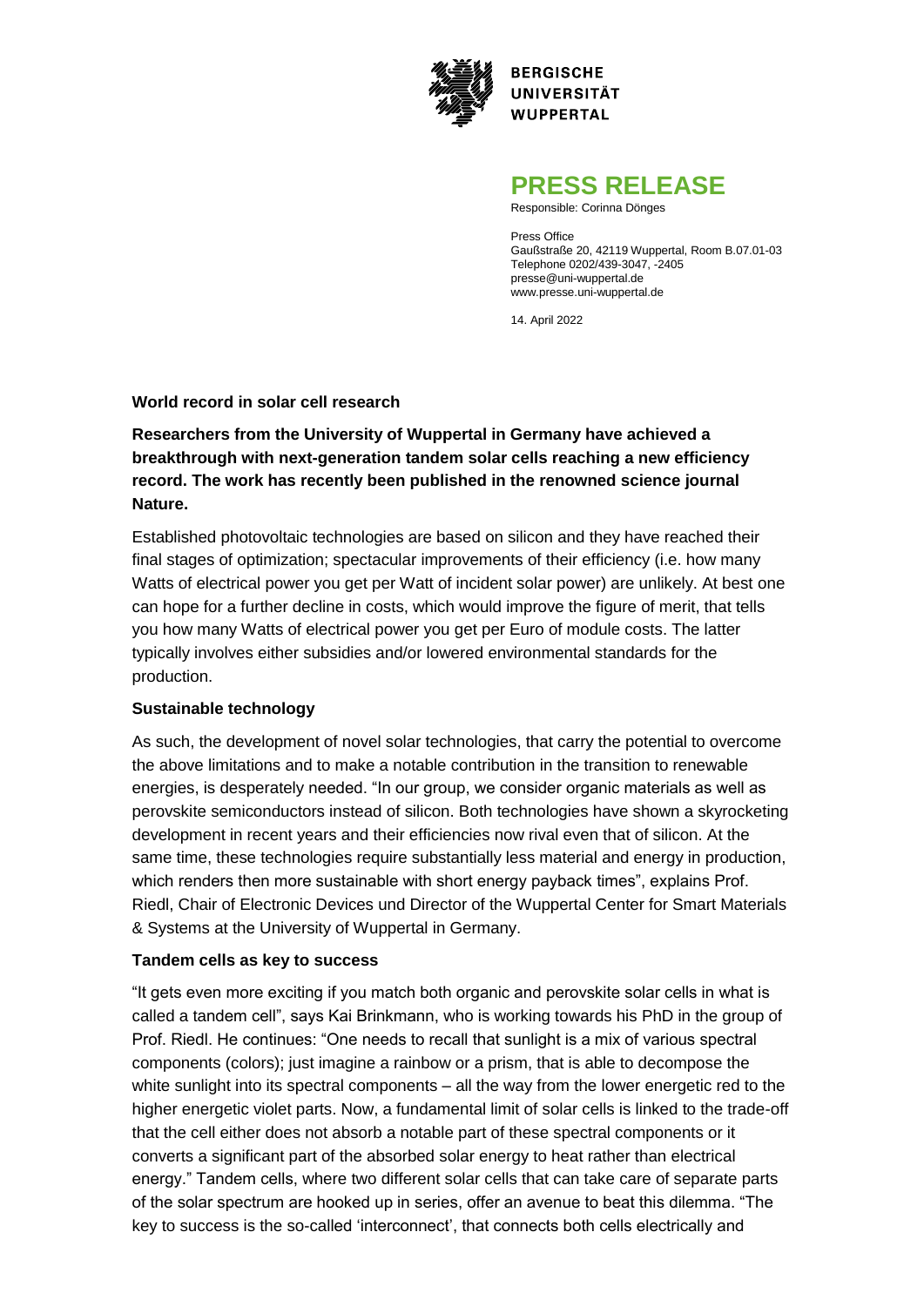**BERGISCHE UNIVERSITÄT WUPPERTAL**

# PRESS RELEASE

Responsible: Corinna Dönges

Press Office
Gaußstraße 20, 42119 Wuppertal, Room B.07.01-03
Telephone 0202/439-3047, -2405
presse@uni-wuppertal.de
www.presse.uni-wuppertal.de

14. April 2022

## World record in solar cell research

**Researchers from the University of Wuppertal in Germany have achieved a breakthrough with next-generation tandem solar cells reaching a new efficiency record. The work has recently been published in the renowned science journal Nature.**

Established photovoltaic technologies are based on silicon and they have reached their final stages of optimization; spectacular improvements of their efficiency (i.e. how many Watts of electrical power you get per Watt of incident solar power) are unlikely. At best one can hope for a further decline in costs, which would improve the figure of merit, that tells you how many Watts of electrical power you get per Euro of module costs. The latter typically involves either subsidies and/or lowered environmental standards for the production.

### Sustainable technology

As such, the development of novel solar technologies, that carry the potential to overcome the above limitations and to make a notable contribution in the transition to renewable energies, is desperately needed. "In our group, we consider organic materials as well as perovskite semiconductors instead of silicon. Both technologies have shown a skyrocketing development in recent years and their efficiencies now rival even that of silicon. At the same time, these technologies require substantially less material and energy in production, which renders then more sustainable with short energy payback times", explains Prof. Riedl, Chair of Electronic Devices und Director of the Wuppertal Center for Smart Materials & Systems at the University of Wuppertal in Germany.

### Tandem cells as key to success

"It gets even more exciting if you match both organic and perovskite solar cells in what is called a tandem cell", says Kai Brinkmann, who is working towards his PhD in the group of Prof. Riedl. He continues: "One needs to recall that sunlight is a mix of various spectral components (colors); just imagine a rainbow or a prism, that is able to decompose the white sunlight into its spectral components – all the way from the lower energetic red to the higher energetic violet parts. Now, a fundamental limit of solar cells is linked to the trade-off that the cell either does not absorb a notable part of these spectral components or it converts a significant part of the absorbed solar energy to heat rather than electrical energy." Tandem cells, where two different solar cells that can take care of separate parts of the solar spectrum are hooked up in series, offer an avenue to beat this dilemma. "The key to success is the so-called 'interconnect', that connects both cells electrically and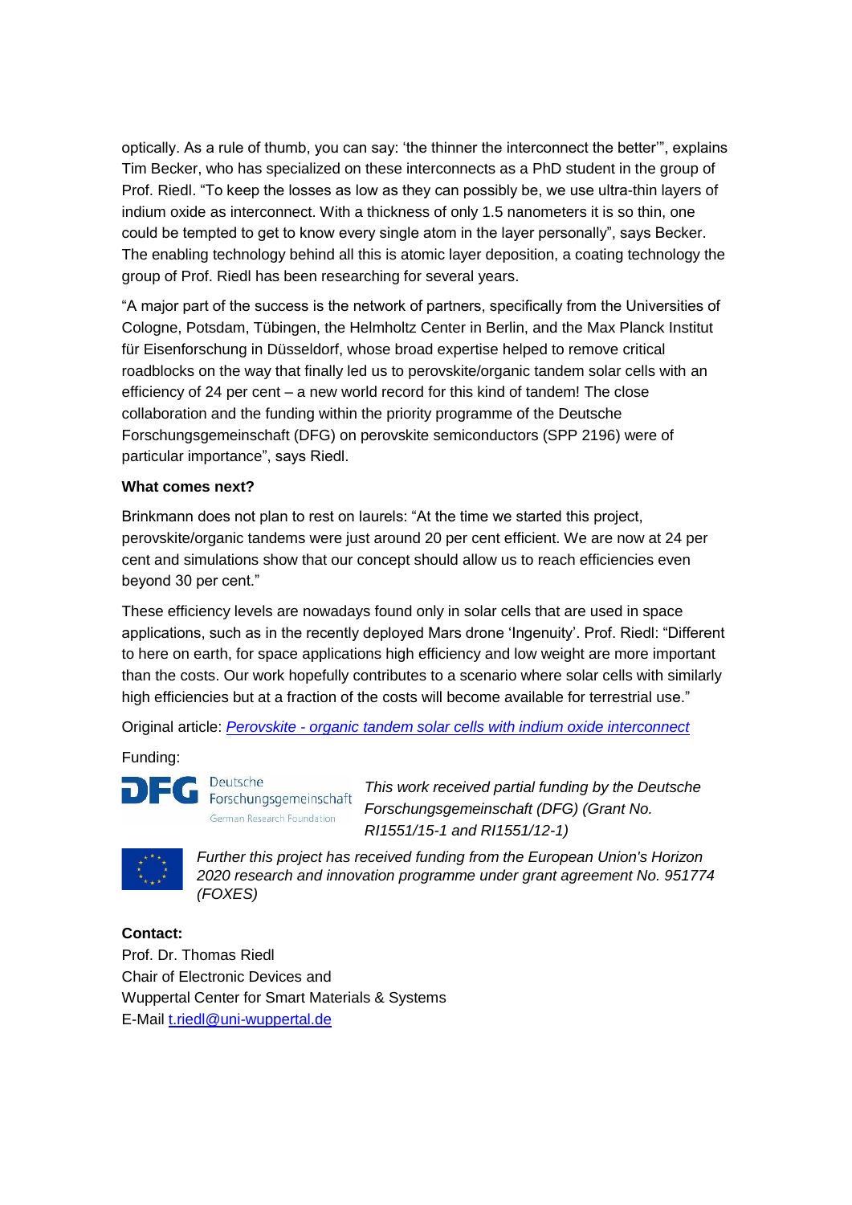optically. As a rule of thumb, you can say: 'the thinner the interconnect the better'", explains Tim Becker, who has specialized on these interconnects as a PhD student in the group of Prof. Riedl. "To keep the losses as low as they can possibly be, we use ultra-thin layers of indium oxide as interconnect. With a thickness of only 1.5 nanometers it is so thin, one could be tempted to get to know every single atom in the layer personally", says Becker. The enabling technology behind all this is atomic layer deposition, a coating technology the group of Prof. Riedl has been researching for several years.

"A major part of the success is the network of partners, specifically from the Universities of Cologne, Potsdam, Tübingen, the Helmholtz Center in Berlin, and the Max Planck Institut für Eisenforschung in Düsseldorf, whose broad expertise helped to remove critical roadblocks on the way that finally led us to perovskite/organic tandem solar cells with an efficiency of 24 per cent – a new world record for this kind of tandem! The close collaboration and the funding within the priority programme of the Deutsche Forschungsgemeinschaft (DFG) on perovskite semiconductors (SPP 2196) were of particular importance", says Riedl.

**What comes next?**

Brinkmann does not plan to rest on laurels: "At the time we started this project, perovskite/organic tandems were just around 20 per cent efficient. We are now at 24 per cent and simulations show that our concept should allow us to reach efficiencies even beyond 30 per cent."

These efficiency levels are nowadays found only in solar cells that are used in space applications, such as in the recently deployed Mars drone 'Ingenuity'. Prof. Riedl: "Different to here on earth, for space applications high efficiency and low weight are more important than the costs. Our work hopefully contributes to a scenario where solar cells with similarly high efficiencies but at a fraction of the costs will become available for terrestrial use."

Original article: *Perovskite - organic tandem solar cells with indium oxide interconnect*

Funding:

DFG Deutsche Forschungsgemeinschaft German Research Foundation

*This work received partial funding by the Deutsche Forschungsgemeinschaft (DFG) (Grant No. RI1551/15-1 and RI1551/12-1)*

*Further this project has received funding from the European Union's Horizon 2020 research and innovation programme under grant agreement No. 951774 (FOXES)*

**Contact:**
Prof. Dr. Thomas Riedl
Chair of Electronic Devices and
Wuppertal Center for Smart Materials & Systems
E-Mail t.riedl@uni-wuppertal.de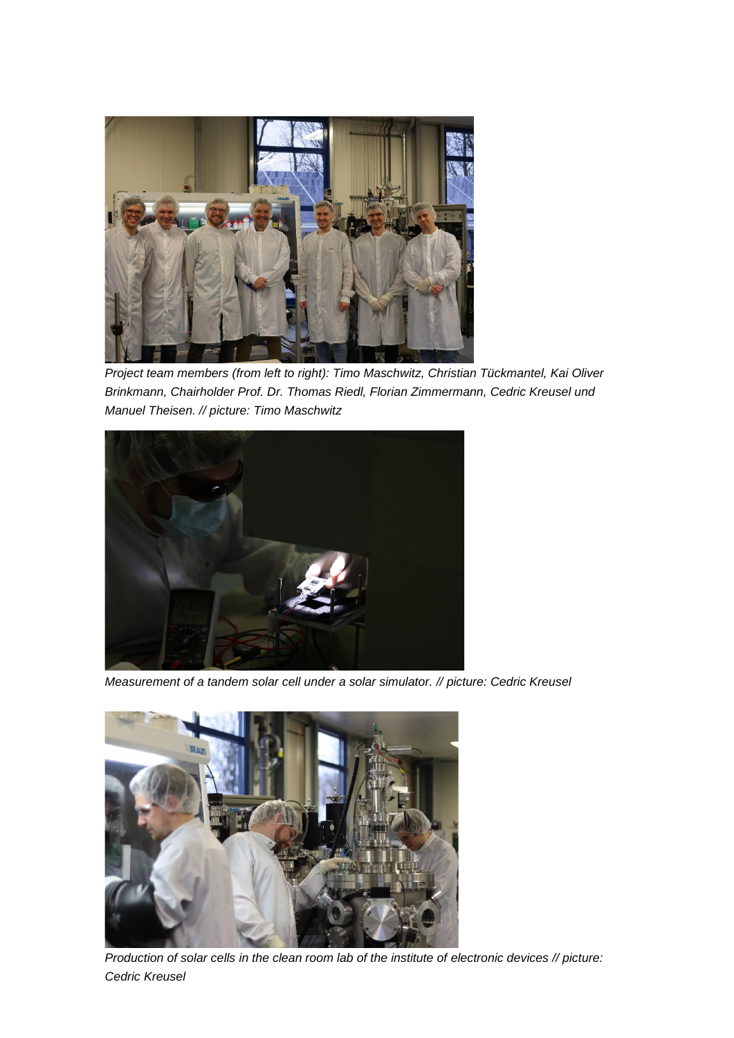*Project team members (from left to right): Timo Maschwitz, Christian Tückmantel, Kai Oliver Brinkmann, Chairholder Prof. Dr. Thomas Riedl, Florian Zimmermann, Cedric Kreusel und Manuel Theisen. // picture: Timo Maschwitz*

*Measurement of a tandem solar cell under a solar simulator. // picture: Cedric Kreusel*

*Production of solar cells in the clean room lab of the institute of electronic devices // picture: Cedric Kreusel*